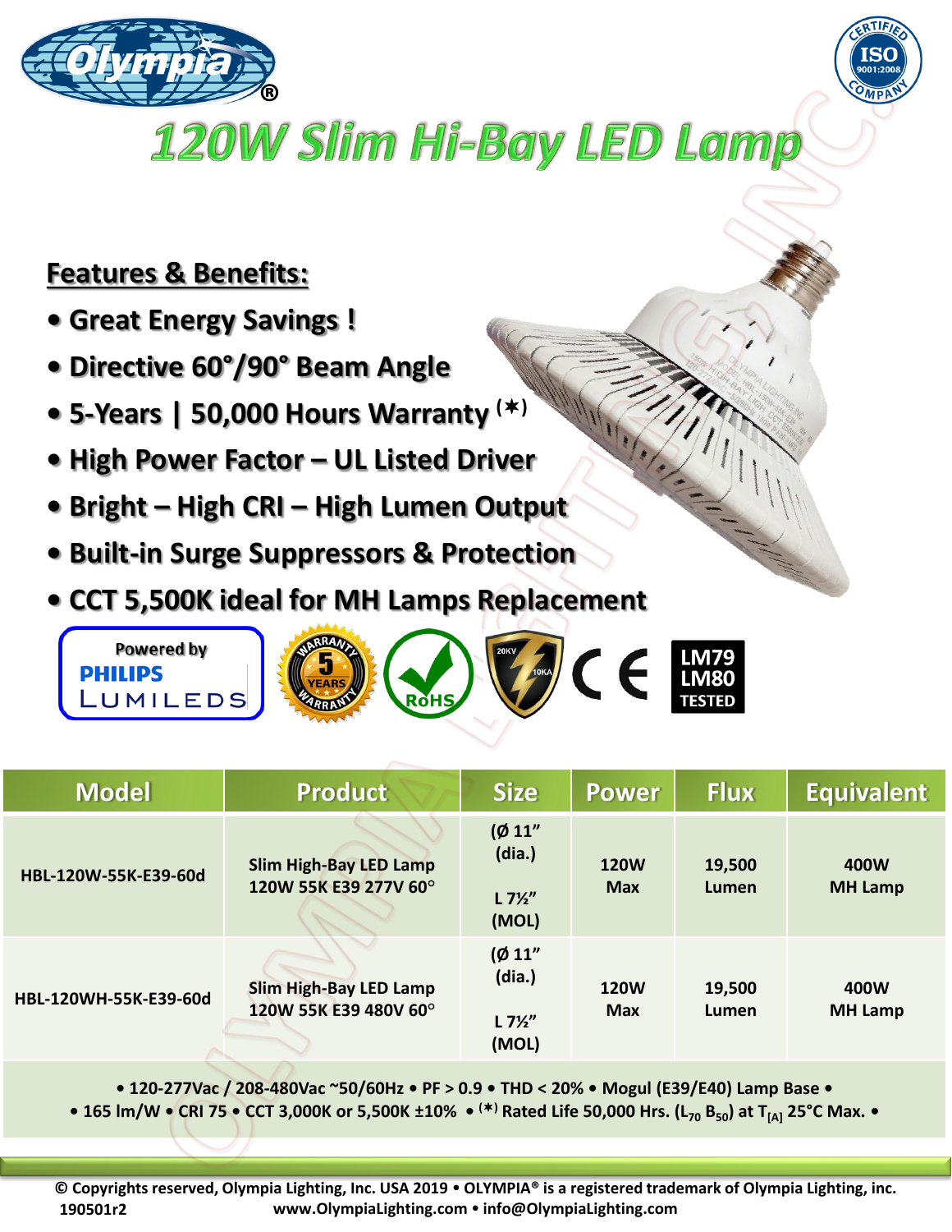# 120W Slim Hi-Bay LED Lamp

## Features & Benefits:

- Great Energy Savings !
- Directive 60°/90° Beam Angle
- 5-Years | 50,000 Hours Warranty (✱)
- High Power Factor – UL Listed Driver
- Bright – High CRI – High Lumen Output
- Built-in Surge Suppressors & Protection
- CCT 5,500K ideal for MH Lamps Replacement

Powered by PHILIPS LUMILEDS

5 YEARS WARRANTY · RoHS · 20KV 10KA · CE · LM79 LM80 TESTED

| Model | Product | Size | Power | Flux | Equivalent |
|---|---|---|---|---|---|
| HBL-120W-55K-E39-60d | Slim High-Bay LED Lamp 120W 55K E39 277V 60° | (Ø 11" (dia.) L 7½" (MOL) | 120W Max | 19,500 Lumen | 400W MH Lamp |
| HBL-120WH-55K-E39-60d | Slim High-Bay LED Lamp 120W 55K E39 480V 60° | (Ø 11" (dia.) L 7½" (MOL) | 120W Max | 19,500 Lumen | 400W MH Lamp |

• 120-277Vac / 208-480Vac ~50/60Hz • PF > 0.9 • THD < 20% • Mogul (E39/E40) Lamp Base •
• 165 lm/W • CRI 75 • CCT 3,000K or 5,500K ±10% • (✱) Rated Life 50,000 Hrs. ($L_{70}$ $B_{50}$) at $T_{[A]}$ 25°C Max. •

© Copyrights reserved, Olympia Lighting, Inc. USA 2019 • OLYMPIA® is a registered trademark of Olympia Lighting, inc.
190501r2 www.OlympiaLighting.com • info@OlympiaLighting.com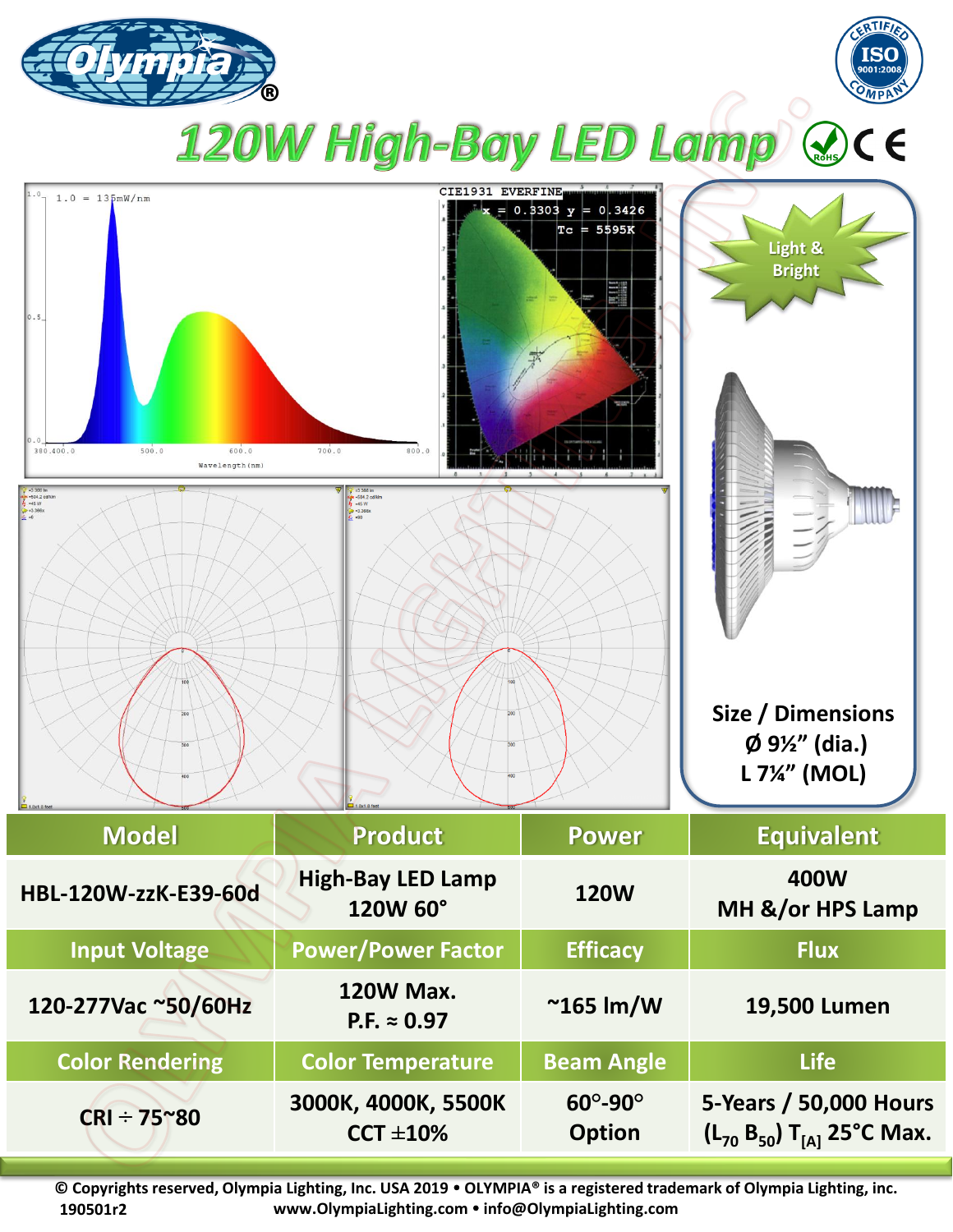# 120W High-Bay LED Lamp

1.0 = 135mW/nm

1.0

0.5

0.0

380.400.0

500.0

600.0

700.0

800.0

Wavelength(nm)

CIE1931 EVERFINE

x = 0.3303 y = 0.3426

Tc = 5595K

Light & Bright

Size / Dimensions

Ø 9½" (dia.)

L 7¼" (MOL)

| Model | Product | Power | Equivalent |
|---|---|---|---|
| HBL-120W-zzK-E39-60d | High-Bay LED Lamp 120W 60° | 120W | 400W MH &/or HPS Lamp |
| **Input Voltage** | **Power/Power Factor** | **Efficacy** | **Flux** |
| 120-277Vac ~50/60Hz | 120W Max. P.F. ≈ 0.97 | ~165 lm/W | 19,500 Lumen |
| **Color Rendering** | **Color Temperature** | **Beam Angle** | **Life** |
| CRI ÷ 75~80 | 3000K, 4000K, 5500K CCT ±10% | 60°-90° Option | 5-Years / 50,000 Hours ($L_{70}$ $B_{50}$) $T_{[A]}$ 25°C Max. |

© Copyrights reserved, Olympia Lighting, Inc. USA 2019 • OLYMPIA® is a registered trademark of Olympia Lighting, inc.

190501r2 www.OlympiaLighting.com • info@OlympiaLighting.com